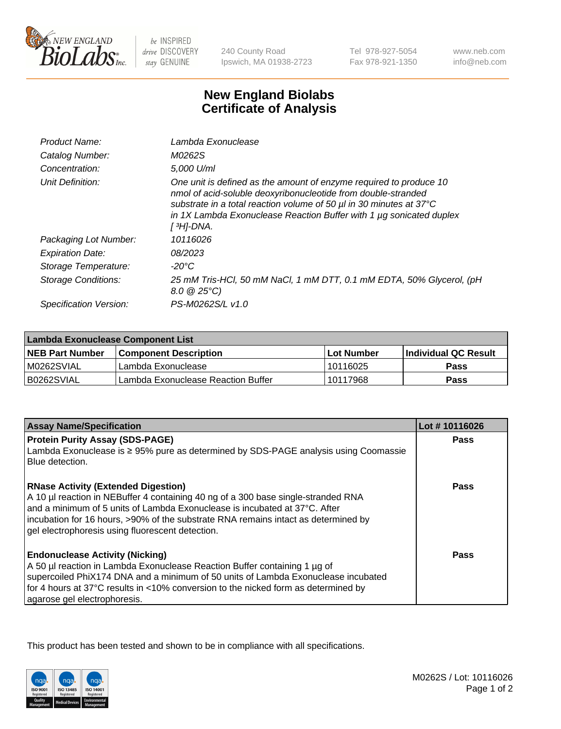New England Biolabs — be INSPIRED drive DISCOVERY stay GENUINE

240 County Road
Ipswich, MA 01938-2723

Tel 978-927-5054
Fax 978-921-1350

www.neb.com
info@neb.com

# New England Biolabs
# Certificate of Analysis

| | |
|---|---|
| *Product Name:* | *Lambda Exonuclease* |
| *Catalog Number:* | *M0262S* |
| *Concentration:* | *5,000 U/ml* |
| *Unit Definition:* | *One unit is defined as the amount of enzyme required to produce 10 nmol of acid-soluble deoxyribonucleotide from double-stranded substrate in a total reaction volume of 50 µl in 30 minutes at 37°C in 1X Lambda Exonuclease Reaction Buffer with 1 µg sonicated duplex [ $^3$H]-DNA.* |
| *Packaging Lot Number:* | *10116026* |
| *Expiration Date:* | *08/2023* |
| *Storage Temperature:* | *-20°C* |
| *Storage Conditions:* | *25 mM Tris-HCl, 50 mM NaCl, 1 mM DTT, 0.1 mM EDTA, 50% Glycerol, (pH 8.0 @ 25°C)* |
| *Specification Version:* | *PS-M0262S/L v1.0* |

| Lambda Exonuclease Component List | | | |
|---|---|---|---|
| **NEB Part Number** | **Component Description** | **Lot Number** | **Individual QC Result** |
| M0262SVIAL | Lambda Exonuclease | 10116025 | **Pass** |
| B0262SVIAL | Lambda Exonuclease Reaction Buffer | 10117968 | **Pass** |

| Assay Name/Specification | Lot # 10116026 |
|---|---|
| **Protein Purity Assay (SDS-PAGE)**<br>Lambda Exonuclease is ≥ 95% pure as determined by SDS-PAGE analysis using Coomassie Blue detection. | **Pass** |
| **RNase Activity (Extended Digestion)**<br>A 10 µl reaction in NEBuffer 4 containing 40 ng of a 300 base single-stranded RNA and a minimum of 5 units of Lambda Exonuclease is incubated at 37°C. After incubation for 16 hours, >90% of the substrate RNA remains intact as determined by gel electrophoresis using fluorescent detection. | **Pass** |
| **Endonuclease Activity (Nicking)**<br>A 50 µl reaction in Lambda Exonuclease Reaction Buffer containing 1 µg of supercoiled PhiX174 DNA and a minimum of 50 units of Lambda Exonuclease incubated for 4 hours at 37°C results in <10% conversion to the nicked form as determined by agarose gel electrophoresis. | **Pass** |

This product has been tested and shown to be in compliance with all specifications.

M0262S / Lot: 10116026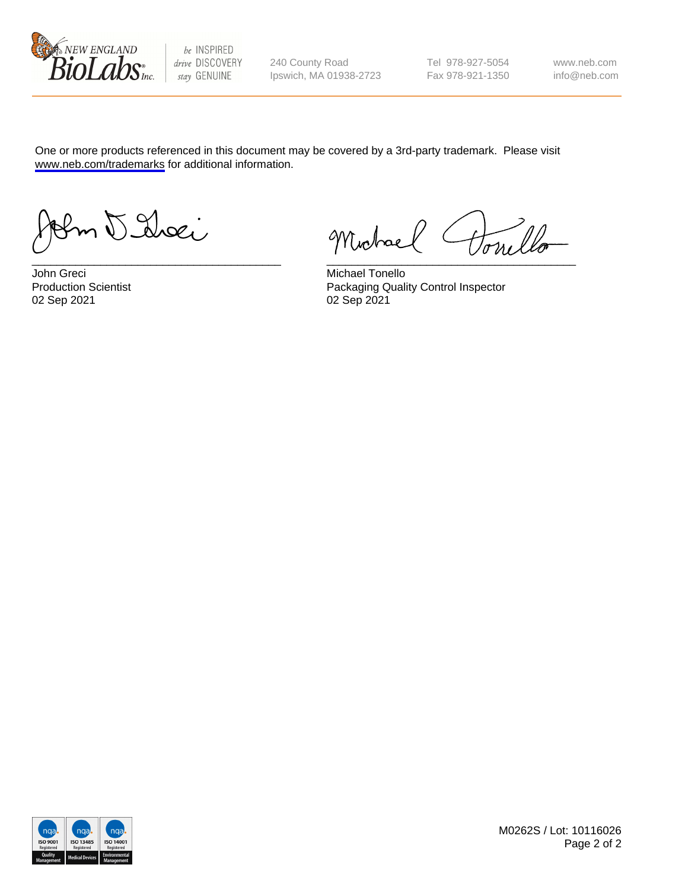One or more products referenced in this document may be covered by a 3rd-party trademark. Please visit www.neb.com/trademarks for additional information.

John Greci
Production Scientist
02 Sep 2021

Michael Tonello
Packaging Quality Control Inspector
02 Sep 2021

M0262S / Lot: 10116026